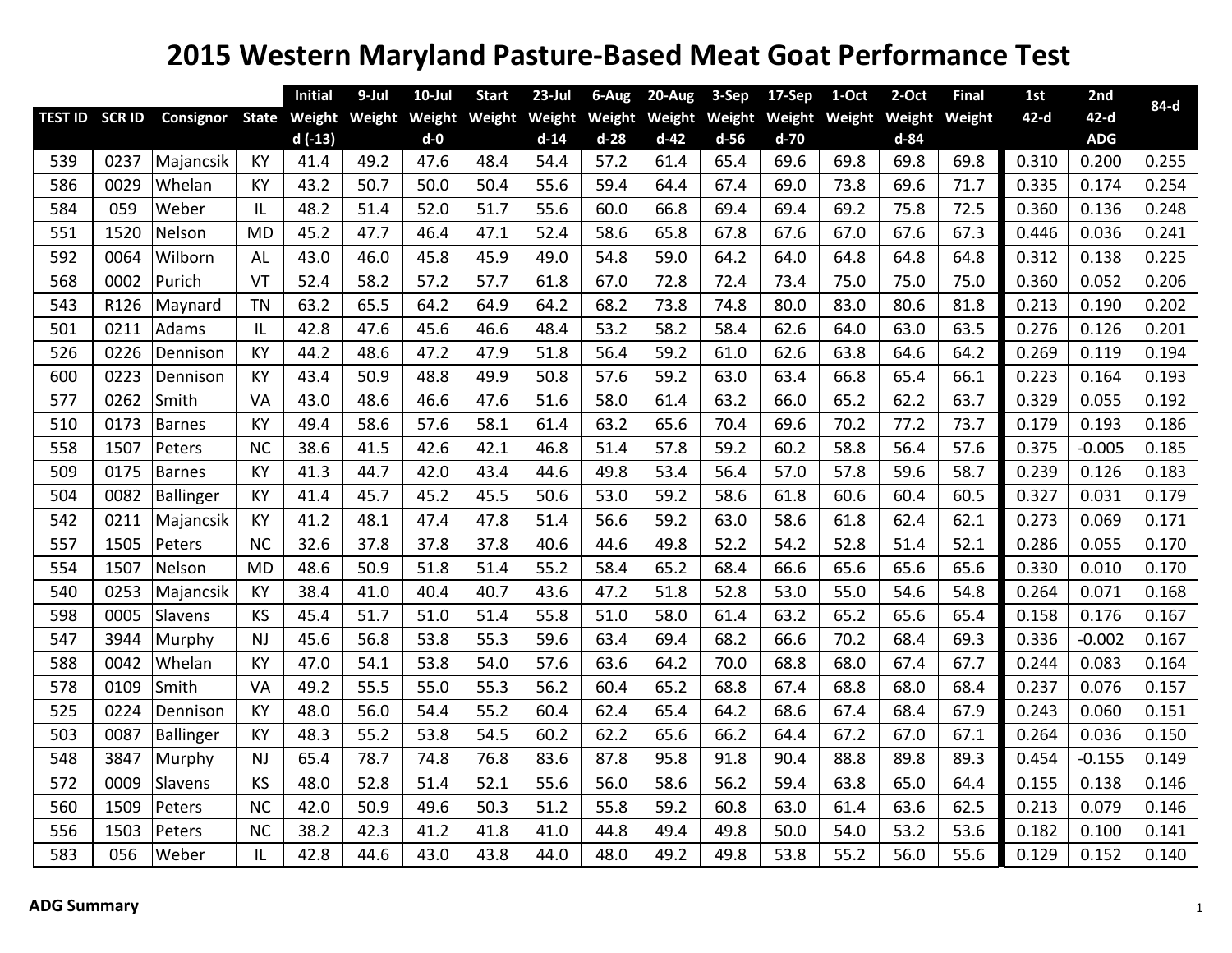# 2015 Western Maryland Pasture-Based Meat Goat Performance Test

| TEST ID | SCR ID | Consignor | State | Initial Weight d (-13) | 9-Jul Weight | 10-Jul Weight d-0 | Start Weight | 23-Jul Weight d-14 | 6-Aug Weight d-28 | 20-Aug Weight d-42 | 3-Sep Weight d-56 | 17-Sep Weight d-70 | 1-Oct Weight | 2-Oct Weight d-84 | Final Weight | 1st 42-d | 2nd 42-d ADG | 84-d |
|---|---|---|---|---|---|---|---|---|---|---|---|---|---|---|---|---|---|---|
| 539 | 0237 | Majancsik | KY | 41.4 | 49.2 | 47.6 | 48.4 | 54.4 | 57.2 | 61.4 | 65.4 | 69.6 | 69.8 | 69.8 | 69.8 | 0.310 | 0.200 | 0.255 |
| 586 | 0029 | Whelan | KY | 43.2 | 50.7 | 50.0 | 50.4 | 55.6 | 59.4 | 64.4 | 67.4 | 69.0 | 73.8 | 69.6 | 71.7 | 0.335 | 0.174 | 0.254 |
| 584 | 059 | Weber | IL | 48.2 | 51.4 | 52.0 | 51.7 | 55.6 | 60.0 | 66.8 | 69.4 | 69.4 | 69.2 | 75.8 | 72.5 | 0.360 | 0.136 | 0.248 |
| 551 | 1520 | Nelson | MD | 45.2 | 47.7 | 46.4 | 47.1 | 52.4 | 58.6 | 65.8 | 67.8 | 67.6 | 67.0 | 67.6 | 67.3 | 0.446 | 0.036 | 0.241 |
| 592 | 0064 | Wilborn | AL | 43.0 | 46.0 | 45.8 | 45.9 | 49.0 | 54.8 | 59.0 | 64.2 | 64.0 | 64.8 | 64.8 | 64.8 | 0.312 | 0.138 | 0.225 |
| 568 | 0002 | Purich | VT | 52.4 | 58.2 | 57.2 | 57.7 | 61.8 | 67.0 | 72.8 | 72.4 | 73.4 | 75.0 | 75.0 | 75.0 | 0.360 | 0.052 | 0.206 |
| 543 | R126 | Maynard | TN | 63.2 | 65.5 | 64.2 | 64.9 | 64.2 | 68.2 | 73.8 | 74.8 | 80.0 | 83.0 | 80.6 | 81.8 | 0.213 | 0.190 | 0.202 |
| 501 | 0211 | Adams | IL | 42.8 | 47.6 | 45.6 | 46.6 | 48.4 | 53.2 | 58.2 | 58.4 | 62.6 | 64.0 | 63.0 | 63.5 | 0.276 | 0.126 | 0.201 |
| 526 | 0226 | Dennison | KY | 44.2 | 48.6 | 47.2 | 47.9 | 51.8 | 56.4 | 59.2 | 61.0 | 62.6 | 63.8 | 64.6 | 64.2 | 0.269 | 0.119 | 0.194 |
| 600 | 0223 | Dennison | KY | 43.4 | 50.9 | 48.8 | 49.9 | 50.8 | 57.6 | 59.2 | 63.0 | 63.4 | 66.8 | 65.4 | 66.1 | 0.223 | 0.164 | 0.193 |
| 577 | 0262 | Smith | VA | 43.0 | 48.6 | 46.6 | 47.6 | 51.6 | 58.0 | 61.4 | 63.2 | 66.0 | 65.2 | 62.2 | 63.7 | 0.329 | 0.055 | 0.192 |
| 510 | 0173 | Barnes | KY | 49.4 | 58.6 | 57.6 | 58.1 | 61.4 | 63.2 | 65.6 | 70.4 | 69.6 | 70.2 | 77.2 | 73.7 | 0.179 | 0.193 | 0.186 |
| 558 | 1507 | Peters | NC | 38.6 | 41.5 | 42.6 | 42.1 | 46.8 | 51.4 | 57.8 | 59.2 | 60.2 | 58.8 | 56.4 | 57.6 | 0.375 | -0.005 | 0.185 |
| 509 | 0175 | Barnes | KY | 41.3 | 44.7 | 42.0 | 43.4 | 44.6 | 49.8 | 53.4 | 56.4 | 57.0 | 57.8 | 59.6 | 58.7 | 0.239 | 0.126 | 0.183 |
| 504 | 0082 | Ballinger | KY | 41.4 | 45.7 | 45.2 | 45.5 | 50.6 | 53.0 | 59.2 | 58.6 | 61.8 | 60.6 | 60.4 | 60.5 | 0.327 | 0.031 | 0.179 |
| 542 | 0211 | Majancsik | KY | 41.2 | 48.1 | 47.4 | 47.8 | 51.4 | 56.6 | 59.2 | 63.0 | 58.6 | 61.8 | 62.4 | 62.1 | 0.273 | 0.069 | 0.171 |
| 557 | 1505 | Peters | NC | 32.6 | 37.8 | 37.8 | 37.8 | 40.6 | 44.6 | 49.8 | 52.2 | 54.2 | 52.8 | 51.4 | 52.1 | 0.286 | 0.055 | 0.170 |
| 554 | 1507 | Nelson | MD | 48.6 | 50.9 | 51.8 | 51.4 | 55.2 | 58.4 | 65.2 | 68.4 | 66.6 | 65.6 | 65.6 | 65.6 | 0.330 | 0.010 | 0.170 |
| 540 | 0253 | Majancsik | KY | 38.4 | 41.0 | 40.4 | 40.7 | 43.6 | 47.2 | 51.8 | 52.8 | 53.0 | 55.0 | 54.6 | 54.8 | 0.264 | 0.071 | 0.168 |
| 598 | 0005 | Slavens | KS | 45.4 | 51.7 | 51.0 | 51.4 | 55.8 | 51.0 | 58.0 | 61.4 | 63.2 | 65.2 | 65.6 | 65.4 | 0.158 | 0.176 | 0.167 |
| 547 | 3944 | Murphy | NJ | 45.6 | 56.8 | 53.8 | 55.3 | 59.6 | 63.4 | 69.4 | 68.2 | 66.6 | 70.2 | 68.4 | 69.3 | 0.336 | -0.002 | 0.167 |
| 588 | 0042 | Whelan | KY | 47.0 | 54.1 | 53.8 | 54.0 | 57.6 | 63.6 | 64.2 | 70.0 | 68.8 | 68.0 | 67.4 | 67.7 | 0.244 | 0.083 | 0.164 |
| 578 | 0109 | Smith | VA | 49.2 | 55.5 | 55.0 | 55.3 | 56.2 | 60.4 | 65.2 | 68.8 | 67.4 | 68.8 | 68.0 | 68.4 | 0.237 | 0.076 | 0.157 |
| 525 | 0224 | Dennison | KY | 48.0 | 56.0 | 54.4 | 55.2 | 60.4 | 62.4 | 65.4 | 64.2 | 68.6 | 67.4 | 68.4 | 67.9 | 0.243 | 0.060 | 0.151 |
| 503 | 0087 | Ballinger | KY | 48.3 | 55.2 | 53.8 | 54.5 | 60.2 | 62.2 | 65.6 | 66.2 | 64.4 | 67.2 | 67.0 | 67.1 | 0.264 | 0.036 | 0.150 |
| 548 | 3847 | Murphy | NJ | 65.4 | 78.7 | 74.8 | 76.8 | 83.6 | 87.8 | 95.8 | 91.8 | 90.4 | 88.8 | 89.8 | 89.3 | 0.454 | -0.155 | 0.149 |
| 572 | 0009 | Slavens | KS | 48.0 | 52.8 | 51.4 | 52.1 | 55.6 | 56.0 | 58.6 | 56.2 | 59.4 | 63.8 | 65.0 | 64.4 | 0.155 | 0.138 | 0.146 |
| 560 | 1509 | Peters | NC | 42.0 | 50.9 | 49.6 | 50.3 | 51.2 | 55.8 | 59.2 | 60.8 | 63.0 | 61.4 | 63.6 | 62.5 | 0.213 | 0.079 | 0.146 |
| 556 | 1503 | Peters | NC | 38.2 | 42.3 | 41.2 | 41.8 | 41.0 | 44.8 | 49.4 | 49.8 | 50.0 | 54.0 | 53.2 | 53.6 | 0.182 | 0.100 | 0.141 |
| 583 | 056 | Weber | IL | 42.8 | 44.6 | 43.0 | 43.8 | 44.0 | 48.0 | 49.2 | 49.8 | 53.8 | 55.2 | 56.0 | 55.6 | 0.129 | 0.152 | 0.140 |

**ADG Summary**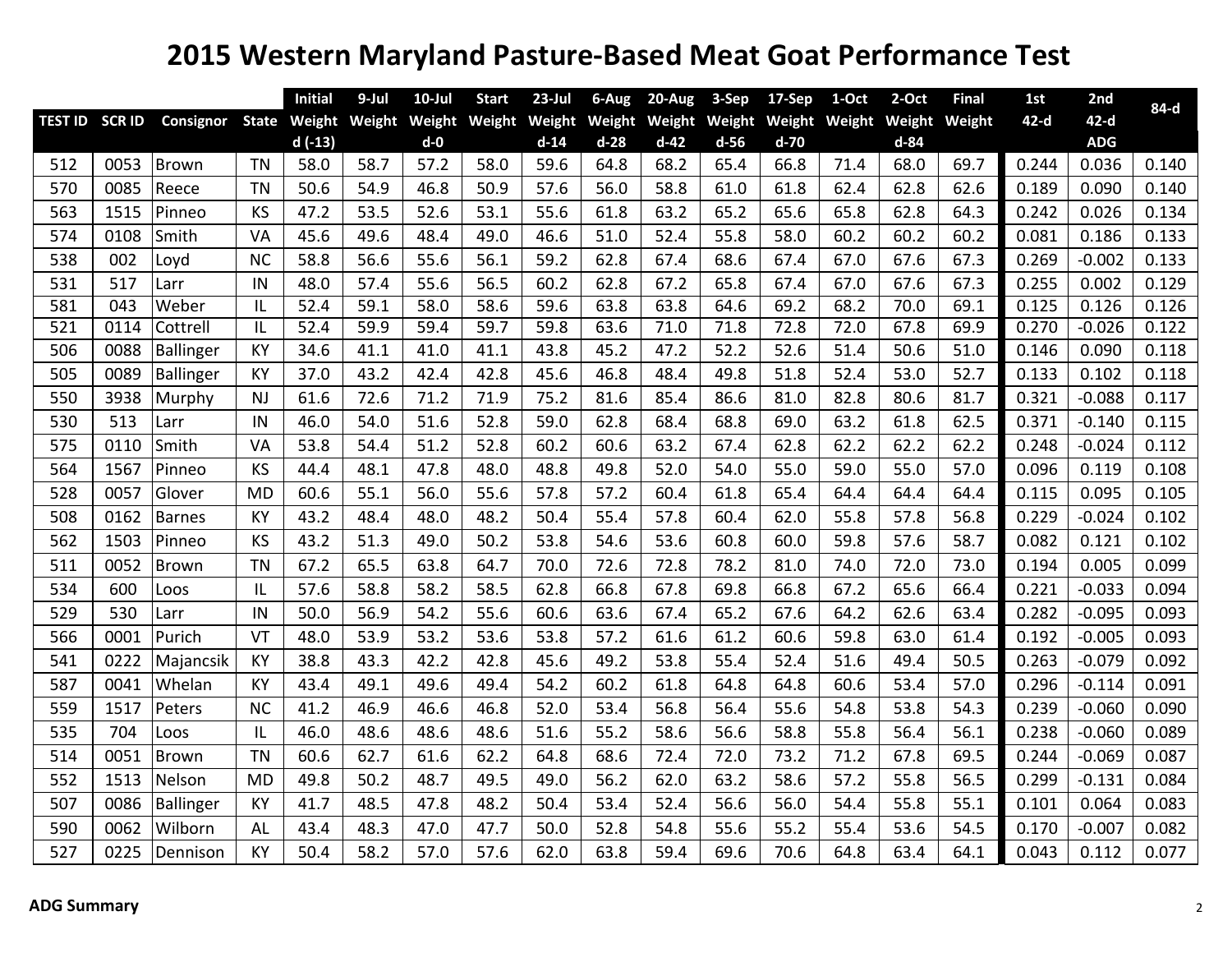# 2015 Western Maryland Pasture-Based Meat Goat Performance Test

| TEST ID | SCR ID | Consignor | State | Initial Weight d (-13) | 9-Jul Weight | 10-Jul Weight d-0 | Start Weight | 23-Jul Weight d-14 | 6-Aug Weight d-28 | 20-Aug Weight d-42 | 3-Sep Weight d-56 | 17-Sep Weight d-70 | 1-Oct Weight | 2-Oct Weight d-84 | Final Weight | 1st 42-d | 2nd 42-d ADG | 84-d |
|---|---|---|---|---|---|---|---|---|---|---|---|---|---|---|---|---|---|---|
| 512 | 0053 | Brown | TN | 58.0 | 58.7 | 57.2 | 58.0 | 59.6 | 64.8 | 68.2 | 65.4 | 66.8 | 71.4 | 68.0 | 69.7 | 0.244 | 0.036 | 0.140 |
| 570 | 0085 | Reece | TN | 50.6 | 54.9 | 46.8 | 50.9 | 57.6 | 56.0 | 58.8 | 61.0 | 61.8 | 62.4 | 62.8 | 62.6 | 0.189 | 0.090 | 0.140 |
| 563 | 1515 | Pinneo | KS | 47.2 | 53.5 | 52.6 | 53.1 | 55.6 | 61.8 | 63.2 | 65.2 | 65.6 | 65.8 | 62.8 | 64.3 | 0.242 | 0.026 | 0.134 |
| 574 | 0108 | Smith | VA | 45.6 | 49.6 | 48.4 | 49.0 | 46.6 | 51.0 | 52.4 | 55.8 | 58.0 | 60.2 | 60.2 | 60.2 | 0.081 | 0.186 | 0.133 |
| 538 | 002 | Loyd | NC | 58.8 | 56.6 | 55.6 | 56.1 | 59.2 | 62.8 | 67.4 | 68.6 | 67.4 | 67.0 | 67.6 | 67.3 | 0.269 | -0.002 | 0.133 |
| 531 | 517 | Larr | IN | 48.0 | 57.4 | 55.6 | 56.5 | 60.2 | 62.8 | 67.2 | 65.8 | 67.4 | 67.0 | 67.6 | 67.3 | 0.255 | 0.002 | 0.129 |
| 581 | 043 | Weber | IL | 52.4 | 59.1 | 58.0 | 58.6 | 59.6 | 63.8 | 63.8 | 64.6 | 69.2 | 68.2 | 70.0 | 69.1 | 0.125 | 0.126 | 0.126 |
| 521 | 0114 | Cottrell | IL | 52.4 | 59.9 | 59.4 | 59.7 | 59.8 | 63.6 | 71.0 | 71.8 | 72.8 | 72.0 | 67.8 | 69.9 | 0.270 | -0.026 | 0.122 |
| 506 | 0088 | Ballinger | KY | 34.6 | 41.1 | 41.0 | 41.1 | 43.8 | 45.2 | 47.2 | 52.2 | 52.6 | 51.4 | 50.6 | 51.0 | 0.146 | 0.090 | 0.118 |
| 505 | 0089 | Ballinger | KY | 37.0 | 43.2 | 42.4 | 42.8 | 45.6 | 46.8 | 48.4 | 49.8 | 51.8 | 52.4 | 53.0 | 52.7 | 0.133 | 0.102 | 0.118 |
| 550 | 3938 | Murphy | NJ | 61.6 | 72.6 | 71.2 | 71.9 | 75.2 | 81.6 | 85.4 | 86.6 | 81.0 | 82.8 | 80.6 | 81.7 | 0.321 | -0.088 | 0.117 |
| 530 | 513 | Larr | IN | 46.0 | 54.0 | 51.6 | 52.8 | 59.0 | 62.8 | 68.4 | 68.8 | 69.0 | 63.2 | 61.8 | 62.5 | 0.371 | -0.140 | 0.115 |
| 575 | 0110 | Smith | VA | 53.8 | 54.4 | 51.2 | 52.8 | 60.2 | 60.6 | 63.2 | 67.4 | 62.8 | 62.2 | 62.2 | 62.2 | 0.248 | -0.024 | 0.112 |
| 564 | 1567 | Pinneo | KS | 44.4 | 48.1 | 47.8 | 48.0 | 48.8 | 49.8 | 52.0 | 54.0 | 55.0 | 59.0 | 55.0 | 57.0 | 0.096 | 0.119 | 0.108 |
| 528 | 0057 | Glover | MD | 60.6 | 55.1 | 56.0 | 55.6 | 57.8 | 57.2 | 60.4 | 61.8 | 65.4 | 64.4 | 64.4 | 64.4 | 0.115 | 0.095 | 0.105 |
| 508 | 0162 | Barnes | KY | 43.2 | 48.4 | 48.0 | 48.2 | 50.4 | 55.4 | 57.8 | 60.4 | 62.0 | 55.8 | 57.8 | 56.8 | 0.229 | -0.024 | 0.102 |
| 562 | 1503 | Pinneo | KS | 43.2 | 51.3 | 49.0 | 50.2 | 53.8 | 54.6 | 53.6 | 60.8 | 60.0 | 59.8 | 57.6 | 58.7 | 0.082 | 0.121 | 0.102 |
| 511 | 0052 | Brown | TN | 67.2 | 65.5 | 63.8 | 64.7 | 70.0 | 72.6 | 72.8 | 78.2 | 81.0 | 74.0 | 72.0 | 73.0 | 0.194 | 0.005 | 0.099 |
| 534 | 600 | Loos | IL | 57.6 | 58.8 | 58.2 | 58.5 | 62.8 | 66.8 | 67.8 | 69.8 | 66.8 | 67.2 | 65.6 | 66.4 | 0.221 | -0.033 | 0.094 |
| 529 | 530 | Larr | IN | 50.0 | 56.9 | 54.2 | 55.6 | 60.6 | 63.6 | 67.4 | 65.2 | 67.6 | 64.2 | 62.6 | 63.4 | 0.282 | -0.095 | 0.093 |
| 566 | 0001 | Purich | VT | 48.0 | 53.9 | 53.2 | 53.6 | 53.8 | 57.2 | 61.6 | 61.2 | 60.6 | 59.8 | 63.0 | 61.4 | 0.192 | -0.005 | 0.093 |
| 541 | 0222 | Majancsik | KY | 38.8 | 43.3 | 42.2 | 42.8 | 45.6 | 49.2 | 53.8 | 55.4 | 52.4 | 51.6 | 49.4 | 50.5 | 0.263 | -0.079 | 0.092 |
| 587 | 0041 | Whelan | KY | 43.4 | 49.1 | 49.6 | 49.4 | 54.2 | 60.2 | 61.8 | 64.8 | 64.8 | 60.6 | 53.4 | 57.0 | 0.296 | -0.114 | 0.091 |
| 559 | 1517 | Peters | NC | 41.2 | 46.9 | 46.6 | 46.8 | 52.0 | 53.4 | 56.8 | 56.4 | 55.6 | 54.8 | 53.8 | 54.3 | 0.239 | -0.060 | 0.090 |
| 535 | 704 | Loos | IL | 46.0 | 48.6 | 48.6 | 48.6 | 51.6 | 55.2 | 58.6 | 56.6 | 58.8 | 55.8 | 56.4 | 56.1 | 0.238 | -0.060 | 0.089 |
| 514 | 0051 | Brown | TN | 60.6 | 62.7 | 61.6 | 62.2 | 64.8 | 68.6 | 72.4 | 72.0 | 73.2 | 71.2 | 67.8 | 69.5 | 0.244 | -0.069 | 0.087 |
| 552 | 1513 | Nelson | MD | 49.8 | 50.2 | 48.7 | 49.5 | 49.0 | 56.2 | 62.0 | 63.2 | 58.6 | 57.2 | 55.8 | 56.5 | 0.299 | -0.131 | 0.084 |
| 507 | 0086 | Ballinger | KY | 41.7 | 48.5 | 47.8 | 48.2 | 50.4 | 53.4 | 52.4 | 56.6 | 56.0 | 54.4 | 55.8 | 55.1 | 0.101 | 0.064 | 0.083 |
| 590 | 0062 | Wilborn | AL | 43.4 | 48.3 | 47.0 | 47.7 | 50.0 | 52.8 | 54.8 | 55.6 | 55.2 | 55.4 | 53.6 | 54.5 | 0.170 | -0.007 | 0.082 |
| 527 | 0225 | Dennison | KY | 50.4 | 58.2 | 57.0 | 57.6 | 62.0 | 63.8 | 59.4 | 69.6 | 70.6 | 64.8 | 63.4 | 64.1 | 0.043 | 0.112 | 0.077 |

**ADG Summary**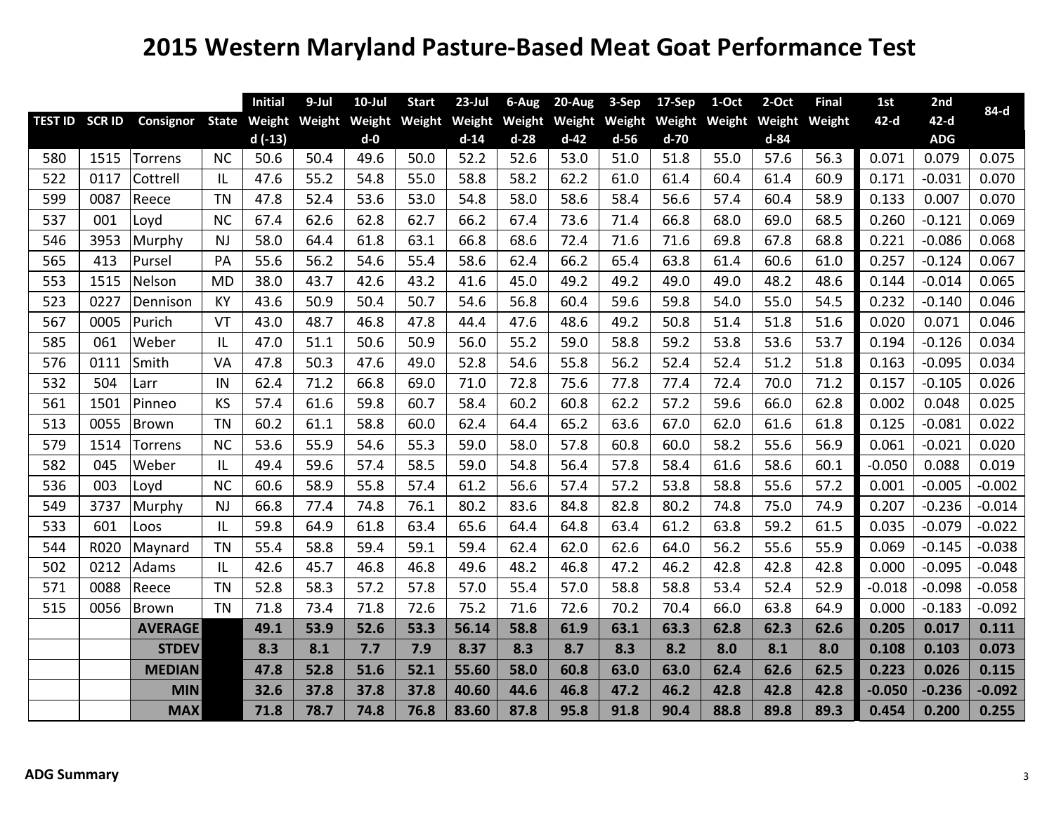# 2015 Western Maryland Pasture-Based Meat Goat Performance Test

| TEST ID | SCR ID | Consignor | State | Initial Weight d (-13) | 9-Jul Weight | 10-Jul Weight d-0 | Start Weight | 23-Jul Weight d-14 | 6-Aug Weight d-28 | 20-Aug Weight d-42 | 3-Sep Weight d-56 | 17-Sep Weight d-70 | 1-Oct Weight | 2-Oct Weight d-84 | Final Weight | 1st 42-d | 2nd 42-d ADG | 84-d |
|---|---|---|---|---|---|---|---|---|---|---|---|---|---|---|---|---|---|---|
| 580 | 1515 | Torrens | NC | 50.6 | 50.4 | 49.6 | 50.0 | 52.2 | 52.6 | 53.0 | 51.0 | 51.8 | 55.0 | 57.6 | 56.3 | 0.071 | 0.079 | 0.075 |
| 522 | 0117 | Cottrell | IL | 47.6 | 55.2 | 54.8 | 55.0 | 58.8 | 58.2 | 62.2 | 61.0 | 61.4 | 60.4 | 61.4 | 60.9 | 0.171 | -0.031 | 0.070 |
| 599 | 0087 | Reece | TN | 47.8 | 52.4 | 53.6 | 53.0 | 54.8 | 58.0 | 58.6 | 58.4 | 56.6 | 57.4 | 60.4 | 58.9 | 0.133 | 0.007 | 0.070 |
| 537 | 001 | Loyd | NC | 67.4 | 62.6 | 62.8 | 62.7 | 66.2 | 67.4 | 73.6 | 71.4 | 66.8 | 68.0 | 69.0 | 68.5 | 0.260 | -0.121 | 0.069 |
| 546 | 3953 | Murphy | NJ | 58.0 | 64.4 | 61.8 | 63.1 | 66.8 | 68.6 | 72.4 | 71.6 | 71.6 | 69.8 | 67.8 | 68.8 | 0.221 | -0.086 | 0.068 |
| 565 | 413 | Pursel | PA | 55.6 | 56.2 | 54.6 | 55.4 | 58.6 | 62.4 | 66.2 | 65.4 | 63.8 | 61.4 | 60.6 | 61.0 | 0.257 | -0.124 | 0.067 |
| 553 | 1515 | Nelson | MD | 38.0 | 43.7 | 42.6 | 43.2 | 41.6 | 45.0 | 49.2 | 49.2 | 49.0 | 49.0 | 48.2 | 48.6 | 0.144 | -0.014 | 0.065 |
| 523 | 0227 | Dennison | KY | 43.6 | 50.9 | 50.4 | 50.7 | 54.6 | 56.8 | 60.4 | 59.6 | 59.8 | 54.0 | 55.0 | 54.5 | 0.232 | -0.140 | 0.046 |
| 567 | 0005 | Purich | VT | 43.0 | 48.7 | 46.8 | 47.8 | 44.4 | 47.6 | 48.6 | 49.2 | 50.8 | 51.4 | 51.8 | 51.6 | 0.020 | 0.071 | 0.046 |
| 585 | 061 | Weber | IL | 47.0 | 51.1 | 50.6 | 50.9 | 56.0 | 55.2 | 59.0 | 58.8 | 59.2 | 53.8 | 53.6 | 53.7 | 0.194 | -0.126 | 0.034 |
| 576 | 0111 | Smith | VA | 47.8 | 50.3 | 47.6 | 49.0 | 52.8 | 54.6 | 55.8 | 56.2 | 52.4 | 52.4 | 51.2 | 51.8 | 0.163 | -0.095 | 0.034 |
| 532 | 504 | Larr | IN | 62.4 | 71.2 | 66.8 | 69.0 | 71.0 | 72.8 | 75.6 | 77.8 | 77.4 | 72.4 | 70.0 | 71.2 | 0.157 | -0.105 | 0.026 |
| 561 | 1501 | Pinneo | KS | 57.4 | 61.6 | 59.8 | 60.7 | 58.4 | 60.2 | 60.8 | 62.2 | 57.2 | 59.6 | 66.0 | 62.8 | 0.002 | 0.048 | 0.025 |
| 513 | 0055 | Brown | TN | 60.2 | 61.1 | 58.8 | 60.0 | 62.4 | 64.4 | 65.2 | 63.6 | 67.0 | 62.0 | 61.6 | 61.8 | 0.125 | -0.081 | 0.022 |
| 579 | 1514 | Torrens | NC | 53.6 | 55.9 | 54.6 | 55.3 | 59.0 | 58.0 | 57.8 | 60.8 | 60.0 | 58.2 | 55.6 | 56.9 | 0.061 | -0.021 | 0.020 |
| 582 | 045 | Weber | IL | 49.4 | 59.6 | 57.4 | 58.5 | 59.0 | 54.8 | 56.4 | 57.8 | 58.4 | 61.6 | 58.6 | 60.1 | -0.050 | 0.088 | 0.019 |
| 536 | 003 | Loyd | NC | 60.6 | 58.9 | 55.8 | 57.4 | 61.2 | 56.6 | 57.4 | 57.2 | 53.8 | 58.8 | 55.6 | 57.2 | 0.001 | -0.005 | -0.002 |
| 549 | 3737 | Murphy | NJ | 66.8 | 77.4 | 74.8 | 76.1 | 80.2 | 83.6 | 84.8 | 82.8 | 80.2 | 74.8 | 75.0 | 74.9 | 0.207 | -0.236 | -0.014 |
| 533 | 601 | Loos | IL | 59.8 | 64.9 | 61.8 | 63.4 | 65.6 | 64.4 | 64.8 | 63.4 | 61.2 | 63.8 | 59.2 | 61.5 | 0.035 | -0.079 | -0.022 |
| 544 | R020 | Maynard | TN | 55.4 | 58.8 | 59.4 | 59.1 | 59.4 | 62.4 | 62.0 | 62.6 | 64.0 | 56.2 | 55.6 | 55.9 | 0.069 | -0.145 | -0.038 |
| 502 | 0212 | Adams | IL | 42.6 | 45.7 | 46.8 | 46.8 | 49.6 | 48.2 | 46.8 | 47.2 | 46.2 | 42.8 | 42.8 | 42.8 | 0.000 | -0.095 | -0.048 |
| 571 | 0088 | Reece | TN | 52.8 | 58.3 | 57.2 | 57.8 | 57.0 | 55.4 | 57.0 | 58.8 | 58.8 | 53.4 | 52.4 | 52.9 | -0.018 | -0.098 | -0.058 |
| 515 | 0056 | Brown | TN | 71.8 | 73.4 | 71.8 | 72.6 | 75.2 | 71.6 | 72.6 | 70.2 | 70.4 | 66.0 | 63.8 | 64.9 | 0.000 | -0.183 | -0.092 |
| | | **AVERAGE** | | **49.1** | **53.9** | **52.6** | **53.3** | **56.14** | **58.8** | **61.9** | **63.1** | **63.3** | **62.8** | **62.3** | **62.6** | **0.205** | **0.017** | **0.111** |
| | | **STDEV** | | **8.3** | **8.1** | **7.7** | **7.9** | **8.37** | **8.3** | **8.7** | **8.3** | **8.2** | **8.0** | **8.1** | **8.0** | **0.108** | **0.103** | **0.073** |
| | | **MEDIAN** | | **47.8** | **52.8** | **51.6** | **52.1** | **55.60** | **58.0** | **60.8** | **63.0** | **63.0** | **62.4** | **62.6** | **62.5** | **0.223** | **0.026** | **0.115** |
| | | **MIN** | | **32.6** | **37.8** | **37.8** | **37.8** | **40.60** | **44.6** | **46.8** | **47.2** | **46.2** | **42.8** | **42.8** | **42.8** | **-0.050** | **-0.236** | **-0.092** |
| | | **MAX** | | **71.8** | **78.7** | **74.8** | **76.8** | **83.60** | **87.8** | **95.8** | **91.8** | **90.4** | **88.8** | **89.8** | **89.3** | **0.454** | **0.200** | **0.255** |

**ADG Summary**